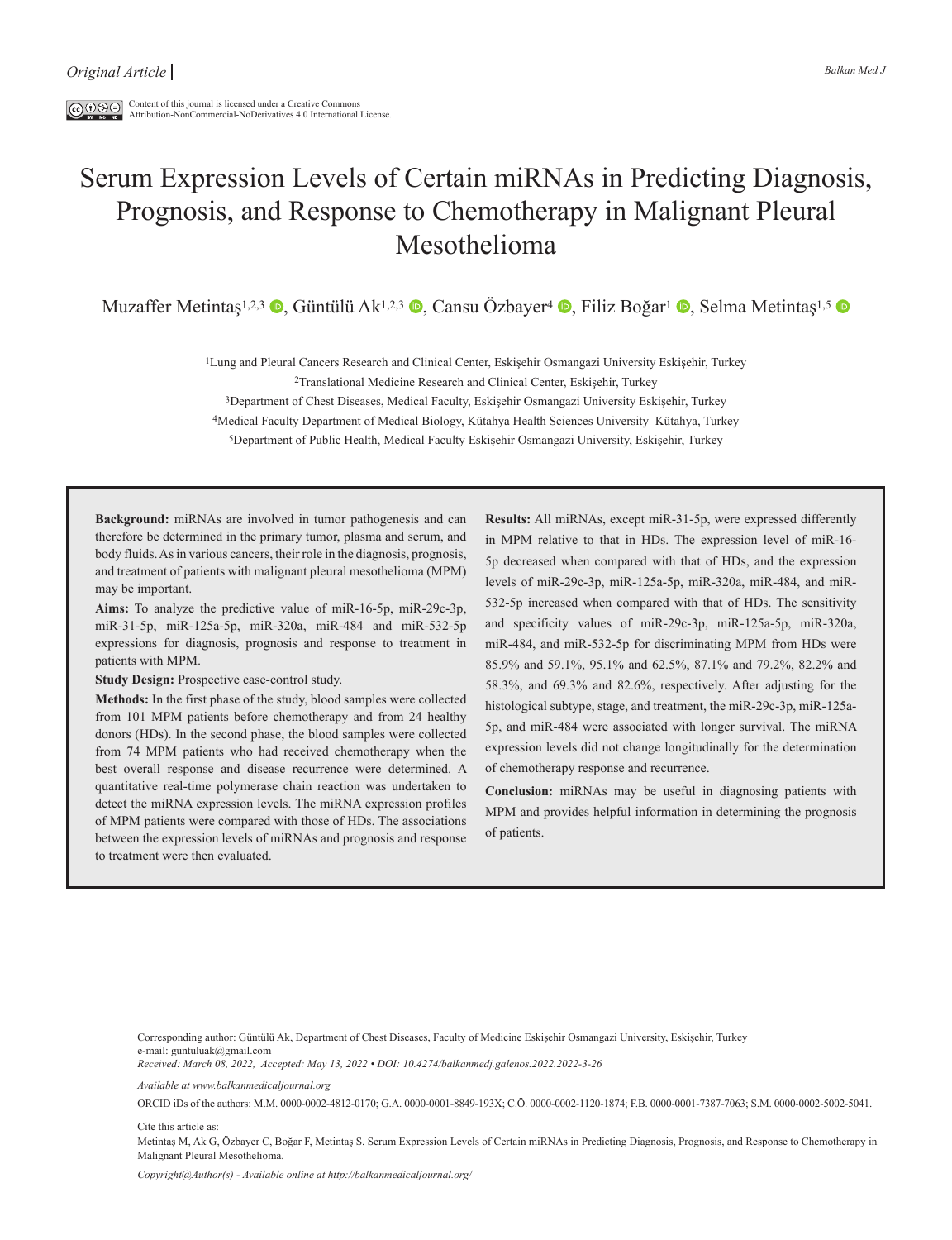*Original Article*

Content of this journal is licensed under a Creative Commons Attribution-NonCommercial-NoDerivatives 4.0 International License.

# Serum Expression Levels of Certain miRNAs in Predicting Diagnosis, Prognosis, and Response to Chemotherapy in Malignant Pleural Mesothelioma

Muzaffer Metintaş[1,2,3], Güntülü Ak[1,2,3], Cansu Özbayer[4], Filiz Boğar[1], Selma Metintaş[1,5]

[1]Lung and Pleural Cancers Research and Clinical Center, Eskişehir Osmangazi University Eskişehir, Turkey
[2]Translational Medicine Research and Clinical Center, Eskişehir, Turkey
[3]Department of Chest Diseases, Medical Faculty, Eskişehir Osmangazi University Eskişehir, Turkey
[4]Medical Faculty Department of Medical Biology, Kütahya Health Sciences University Kütahya, Turkey
[5]Department of Public Health, Medical Faculty Eskişehir Osmangazi University, Eskişehir, Turkey

**Background:** miRNAs are involved in tumor pathogenesis and can therefore be determined in the primary tumor, plasma and serum, and body fluids. As in various cancers, their role in the diagnosis, prognosis, and treatment of patients with malignant pleural mesothelioma (MPM) may be important.

**Aims:** To analyze the predictive value of miR-16-5p, miR-29c-3p, miR-31-5p, miR-125a-5p, miR-320a, miR-484 and miR-532-5p expressions for diagnosis, prognosis and response to treatment in patients with MPM.

**Study Design:** Prospective case-control study.

**Methods:** In the first phase of the study, blood samples were collected from 101 MPM patients before chemotherapy and from 24 healthy donors (HDs). In the second phase, the blood samples were collected from 74 MPM patients who had received chemotherapy when the best overall response and disease recurrence were determined. A quantitative real-time polymerase chain reaction was undertaken to detect the miRNA expression levels. The miRNA expression profiles of MPM patients were compared with those of HDs. The associations between the expression levels of miRNAs and prognosis and response to treatment were then evaluated.

**Results:** All miRNAs, except miR-31-5p, were expressed differently in MPM relative to that in HDs. The expression level of miR-16-5p decreased when compared with that of HDs, and the expression levels of miR-29c-3p, miR-125a-5p, miR-320a, miR-484, and miR-532-5p increased when compared with that of HDs. The sensitivity and specificity values of miR-29c-3p, miR-125a-5p, miR-320a, miR-484, and miR-532-5p for discriminating MPM from HDs were 85.9% and 59.1%, 95.1% and 62.5%, 87.1% and 79.2%, 82.2% and 58.3%, and 69.3% and 82.6%, respectively. After adjusting for the histological subtype, stage, and treatment, the miR-29c-3p, miR-125a-5p, and miR-484 were associated with longer survival. The miRNA expression levels did not change longitudinally for the determination of chemotherapy response and recurrence.

**Conclusion:** miRNAs may be useful in diagnosing patients with MPM and provides helpful information in determining the prognosis of patients.

Corresponding author: Güntülü Ak, Department of Chest Diseases, Faculty of Medicine Eskişehir Osmangazi University, Eskişehir, Turkey
e-mail: guntuluak@gmail.com
*Received: March 08, 2022, Accepted: May 13, 2022 • DOI: 10.4274/balkanmedj.galenos.2022.2022-3-26*

*Available at www.balkanmedicaljournal.org*

ORCID iDs of the authors: M.M. 0000-0002-4812-0170; G.A. 0000-0001-8849-193X; C.Ö. 0000-0002-1120-1874; F.B. 0000-0001-7387-7063; S.M. 0000-0002-5002-5041.

Cite this article as:
Metintaş M, Ak G, Özbayer C, Boğar F, Metintaş S. Serum Expression Levels of Certain miRNAs in Predicting Diagnosis, Prognosis, and Response to Chemotherapy in Malignant Pleural Mesothelioma.

*Copyright@Author(s) - Available online at http://balkanmedicaljournal.org/*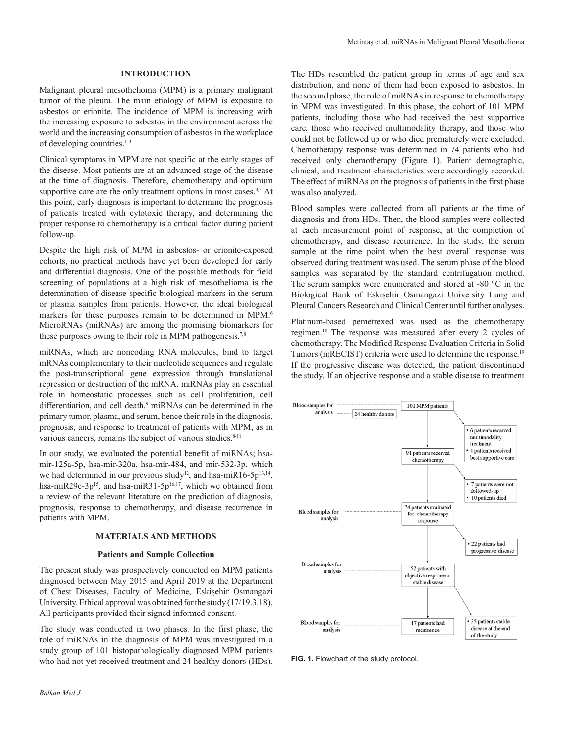## INTRODUCTION

Malignant pleural mesothelioma (MPM) is a primary malignant tumor of the pleura. The main etiology of MPM is exposure to asbestos or erionite. The incidence of MPM is increasing with the increasing exposure to asbestos in the environment across the world and the increasing consumption of asbestos in the workplace of developing countries.[1-3]

Clinical symptoms in MPM are not specific at the early stages of the disease. Most patients are at an advanced stage of the disease at the time of diagnosis. Therefore, chemotherapy and optimum supportive care are the only treatment options in most cases.[4,5] At this point, early diagnosis is important to determine the prognosis of patients treated with cytotoxic therapy, and determining the proper response to chemotherapy is a critical factor during patient follow-up.

Despite the high risk of MPM in asbestos- or erionite-exposed cohorts, no practical methods have yet been developed for early and differential diagnosis. One of the possible methods for field screening of populations at a high risk of mesothelioma is the determination of disease-specific biological markers in the serum or plasma samples from patients. However, the ideal biological markers for these purposes remain to be determined in MPM.[6] MicroRNAs (miRNAs) are among the promising biomarkers for these purposes owing to their role in MPM pathogenesis.[7,8]

miRNAs, which are noncoding RNA molecules, bind to target mRNAs complementary to their nucleotide sequences and regulate the post-transcriptional gene expression through translational repression or destruction of the mRNA. miRNAs play an essential role in homeostatic processes such as cell proliferation, cell differentiation, and cell death.[9] miRNAs can be determined in the primary tumor, plasma, and serum, hence their role in the diagnosis, prognosis, and response to treatment of patients with MPM, as in various cancers, remains the subject of various studies.[8-11]

In our study, we evaluated the potential benefit of miRNAs; hsa-mir-125a-5p, hsa-mir-320a, hsa-mir-484, and mir-532-3p, which we had determined in our previous study[12], and hsa-miR16-5p[13,14], hsa-miR29c-3p[15], and hsa-miR31-5p[16,17], which we obtained from a review of the relevant literature on the prediction of diagnosis, prognosis, response to chemotherapy, and disease recurrence in patients with MPM.

## MATERIALS AND METHODS

### Patients and Sample Collection

The present study was prospectively conducted on MPM patients diagnosed between May 2015 and April 2019 at the Department of Chest Diseases, Faculty of Medicine, Eskişehir Osmangazi University. Ethical approval was obtained for the study (17/19.3.18). All participants provided their signed informed consent.

The study was conducted in two phases. In the first phase, the role of miRNAs in the diagnosis of MPM was investigated in a study group of 101 histopathologically diagnosed MPM patients who had not yet received treatment and 24 healthy donors (HDs). The HDs resembled the patient group in terms of age and sex distribution, and none of them had been exposed to asbestos. In the second phase, the role of miRNAs in response to chemotherapy in MPM was investigated. In this phase, the cohort of 101 MPM patients, including those who had received the best supportive care, those who received multimodality therapy, and those who could not be followed up or who died prematurely were excluded. Chemotherapy response was determined in 74 patients who had received only chemotherapy (Figure 1). Patient demographic, clinical, and treatment characteristics were accordingly recorded. The effect of miRNAs on the prognosis of patients in the first phase was also analyzed.

Blood samples were collected from all patients at the time of diagnosis and from HDs. Then, the blood samples were collected at each measurement point of response, at the completion of chemotherapy, and disease recurrence. In the study, the serum sample at the time point when the best overall response was observed during treatment was used. The serum phase of the blood samples was separated by the standard centrifugation method. The serum samples were enumerated and stored at -80 °C in the Biological Bank of Eskişehir Osmangazi University Lung and Pleural Cancers Research and Clinical Center until further analyses.

Platinum-based pemetrexed was used as the chemotherapy regimen.[18] The response was measured after every 2 cycles of chemotherapy. The Modified Response Evaluation Criteria in Solid Tumors (mRECIST) criteria were used to determine the response.[19] If the progressive disease was detected, the patient discontinued the study. If an objective response and a stable disease to treatment

Blood samples for analysis → 101 MPM patients; 24 healthy donors
- 6 patients received multimodality treatment
- 4 patients received best supportive care

91 patients received chemotherapy
- 7 patients were not followed-up
- 10 patients died

Blood samples for analysis → 74 patients evaluated for chemotherapy response
- 22 patients had progressive disease

Blood samples for analysis → 52 patients with objective response or stable disease
- 35 patients stable disease at the end of the study

Blood samples for analysis → 17 patients had recurrence

**FIG. 1.** Flowchart of the study protocol.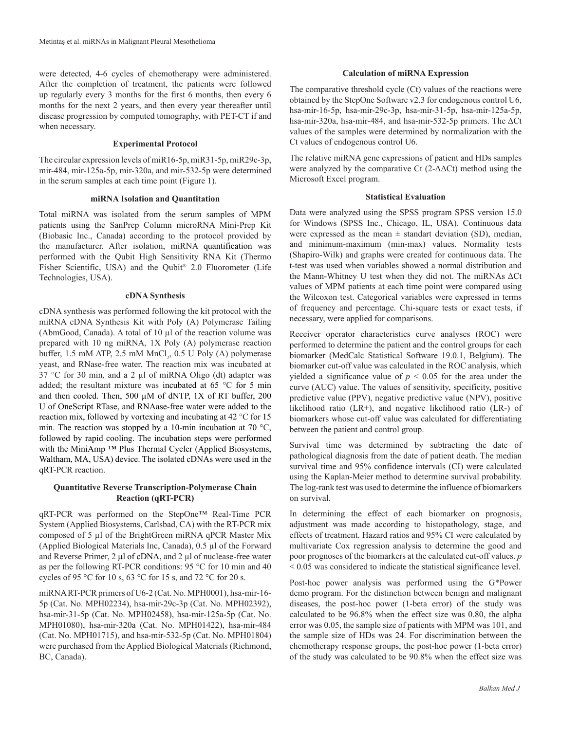were detected, 4-6 cycles of chemotherapy were administered. After the completion of treatment, the patients were followed up regularly every 3 months for the first 6 months, then every 6 months for the next 2 years, and then every year thereafter until disease progression by computed tomography, with PET-CT if and when necessary.

### Experimental Protocol

The circular expression levels of miR16-5p, miR31-5p, miR29c-3p, mir-484, mir-125a-5p, mir-320a, and mir-532-5p were determined in the serum samples at each time point (Figure 1).

### miRNA Isolation and Quantitation

Total miRNA was isolated from the serum samples of MPM patients using the SanPrep Column microRNA Mini-Prep Kit (Biobasic Inc., Canada) according to the protocol provided by the manufacturer. After isolation, miRNA quantification was performed with the Qubit High Sensitivity RNA Kit (Thermo Fisher Scientific, USA) and the Qubit® 2.0 Fluorometer (Life Technologies, USA).

### cDNA Synthesis

cDNA synthesis was performed following the kit protocol with the miRNA cDNA Synthesis Kit with Poly (A) Polymerase Tailing (AbmGood, Canada). A total of 10 µl of the reaction volume was prepared with 10 ng miRNA, 1X Poly (A) polymerase reaction buffer, 1.5 mM ATP, 2.5 mM $MnCl_2$, 0.5 U Poly (A) polymerase yeast, and RNase-free water. The reaction mix was incubated at 37 °C for 30 min, and a 2 µl of miRNA Oligo (dt) adapter was added; the resultant mixture was incubated at 65 °C for 5 min and then cooled. Then, 500 µM of dNTP, 1X of RT buffer, 200 U of OneScript RTase, and RNAase-free water were added to the reaction mix, followed by vortexing and incubating at 42 °C for 15 min. The reaction was stopped by a 10-min incubation at 70 °C, followed by rapid cooling. The incubation steps were performed with the MiniAmp ™ Plus Thermal Cycler (Applied Biosystems, Waltham, MA, USA) device. The isolated cDNAs were used in the qRT-PCR reaction.

### Quantitative Reverse Transcription-Polymerase Chain Reaction (qRT-PCR)

qRT-PCR was performed on the StepOne™ Real-Time PCR System (Applied Biosystems, Carlsbad, CA) with the RT-PCR mix composed of 5 µl of the BrightGreen miRNA qPCR Master Mix (Applied Biological Materials Inc, Canada), 0.5 µl of the Forward and Reverse Primer, 2 µl of cDNA, and 2 µl of nuclease-free water as per the following RT-PCR conditions: 95 °C for 10 min and 40 cycles of 95 °C for 10 s, 63 °C for 15 s, and 72 °C for 20 s.

miRNA RT-PCR primers of U6-2 (Cat. No. MPH0001), hsa-mir-16-5p (Cat. No. MPH02234), hsa-mir-29c-3p (Cat. No. MPH02392), hsa-mir-31-5p (Cat. No. MPH02458), hsa-mir-125a-5p (Cat. No. MPH01080), hsa-mir-320a (Cat. No. MPH01422), hsa-mir-484 (Cat. No. MPH01715), and hsa-mir-532-5p (Cat. No. MPH01804) were purchased from the Applied Biological Materials (Richmond, BC, Canada).

### Calculation of miRNA Expression

The comparative threshold cycle (Ct) values of the reactions were obtained by the StepOne Software v2.3 for endogenous control U6, hsa-mir-16-5p, hsa-mir-29c-3p, hsa-mir-31-5p, hsa-mir-125a-5p, hsa-mir-320a, hsa-mir-484, and hsa-mir-532-5p primers. The ΔCt values of the samples were determined by normalization with the Ct values of endogenous control U6.

The relative miRNA gene expressions of patient and HDs samples were analyzed by the comparative Ct (2-ΔΔCt) method using the Microsoft Excel program.

### Statistical Evaluation

Data were analyzed using the SPSS program SPSS version 15.0 for Windows (SPSS Inc., Chicago, IL, USA). Continuous data were expressed as the mean ± standart deviation (SD), median, and minimum-maximum (min-max) values. Normality tests (Shapiro-Wilk) and graphs were created for continuous data. The t-test was used when variables showed a normal distribution and the Mann-Whitney U test when they did not. The miRNAs ΔCt values of MPM patients at each time point were compared using the Wilcoxon test. Categorical variables were expressed in terms of frequency and percentage. Chi-square tests or exact tests, if necessary, were applied for comparisons.

Receiver operator characteristics curve analyses (ROC) were performed to determine the patient and the control groups for each biomarker (MedCalc Statistical Software 19.0.1, Belgium). The biomarker cut-off value was calculated in the ROC analysis, which yielded a significance value of $p < 0.05$ for the area under the curve (AUC) value. The values of sensitivity, specificity, positive predictive value (PPV), negative predictive value (NPV), positive likelihood ratio (LR+), and negative likelihood ratio (LR-) of biomarkers whose cut-off value was calculated for differentiating between the patient and control group.

Survival time was determined by subtracting the date of pathological diagnosis from the date of patient death. The median survival time and 95% confidence intervals (CI) were calculated using the Kaplan-Meier method to determine survival probability. The log-rank test was used to determine the influence of biomarkers on survival.

In determining the effect of each biomarker on prognosis, adjustment was made according to histopathology, stage, and effects of treatment. Hazard ratios and 95% CI were calculated by multivariate Cox regression analysis to determine the good and poor prognoses of the biomarkers at the calculated cut-off values. $p < 0.05$ was considered to indicate the statistical significance level.

Post-hoc power analysis was performed using the G*Power demo program. For the distinction between benign and malignant diseases, the post-hoc power (1-beta error) of the study was calculated to be 96.8% when the effect size was 0.80, the alpha error was 0.05, the sample size of patients with MPM was 101, and the sample size of HDs was 24. For discrimination between the chemotherapy response groups, the post-hoc power (1-beta error) of the study was calculated to be 90.8% when the effect size was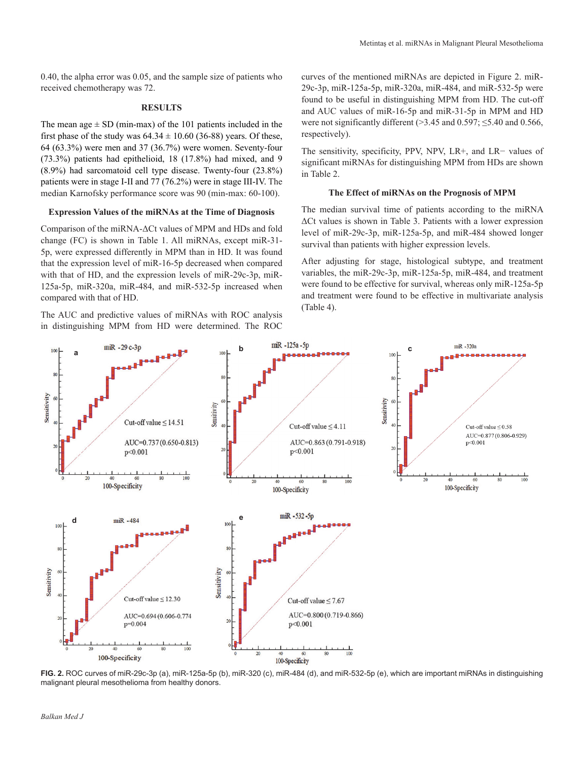0.40, the alpha error was 0.05, and the sample size of patients who received chemotherapy was 72.

## RESULTS

The mean age ± SD (min-max) of the 101 patients included in the first phase of the study was 64.34 ± 10.60 (36-88) years. Of these, 64 (63.3%) were men and 37 (36.7%) were women. Seventy-four (73.3%) patients had epithelioid, 18 (17.8%) had mixed, and 9 (8.9%) had sarcomatoid cell type disease. Twenty-four (23.8%) patients were in stage I-II and 77 (76.2%) were in stage III-IV. The median Karnofsky performance score was 90 (min-max: 60-100).

### Expression Values of the miRNAs at the Time of Diagnosis

Comparison of the miRNA-ΔCt values of MPM and HDs and fold change (FC) is shown in Table 1. All miRNAs, except miR-31-5p, were expressed differently in MPM than in HD. It was found that the expression level of miR-16-5p decreased when compared with that of HD, and the expression levels of miR-29c-3p, miR-125a-5p, miR-320a, miR-484, and miR-532-5p increased when compared with that of HD.

The AUC and predictive values of miRNAs with ROC analysis in distinguishing MPM from HD were determined. The ROC curves of the mentioned miRNAs are depicted in Figure 2. miR-29c-3p, miR-125a-5p, miR-320a, miR-484, and miR-532-5p were found to be useful in distinguishing MPM from HD. The cut-off and AUC values of miR-16-5p and miR-31-5p in MPM and HD were not significantly different (>3.45 and 0.597; ≤5.40 and 0.566, respectively).

The sensitivity, specificity, PPV, NPV, LR+, and LR− values of significant miRNAs for distinguishing MPM from HDs are shown in Table 2.

### The Effect of miRNAs on the Prognosis of MPM

The median survival time of patients according to the miRNA ΔCt values is shown in Table 3. Patients with a lower expression level of miR-29c-3p, miR-125a-5p, and miR-484 showed longer survival than patients with higher expression levels.

After adjusting for stage, histological subtype, and treatment variables, the miR-29c-3p, miR-125a-5p, miR-484, and treatment were found to be effective for survival, whereas only miR-125a-5p and treatment were found to be effective in multivariate analysis (Table 4).

**FIG. 2.** ROC curves of miR-29c-3p (a), miR-125a-5p (b), miR-320 (c), miR-484 (d), and miR-532-5p (e), which are important miRNAs in distinguishing malignant pleural mesothelioma from healthy donors.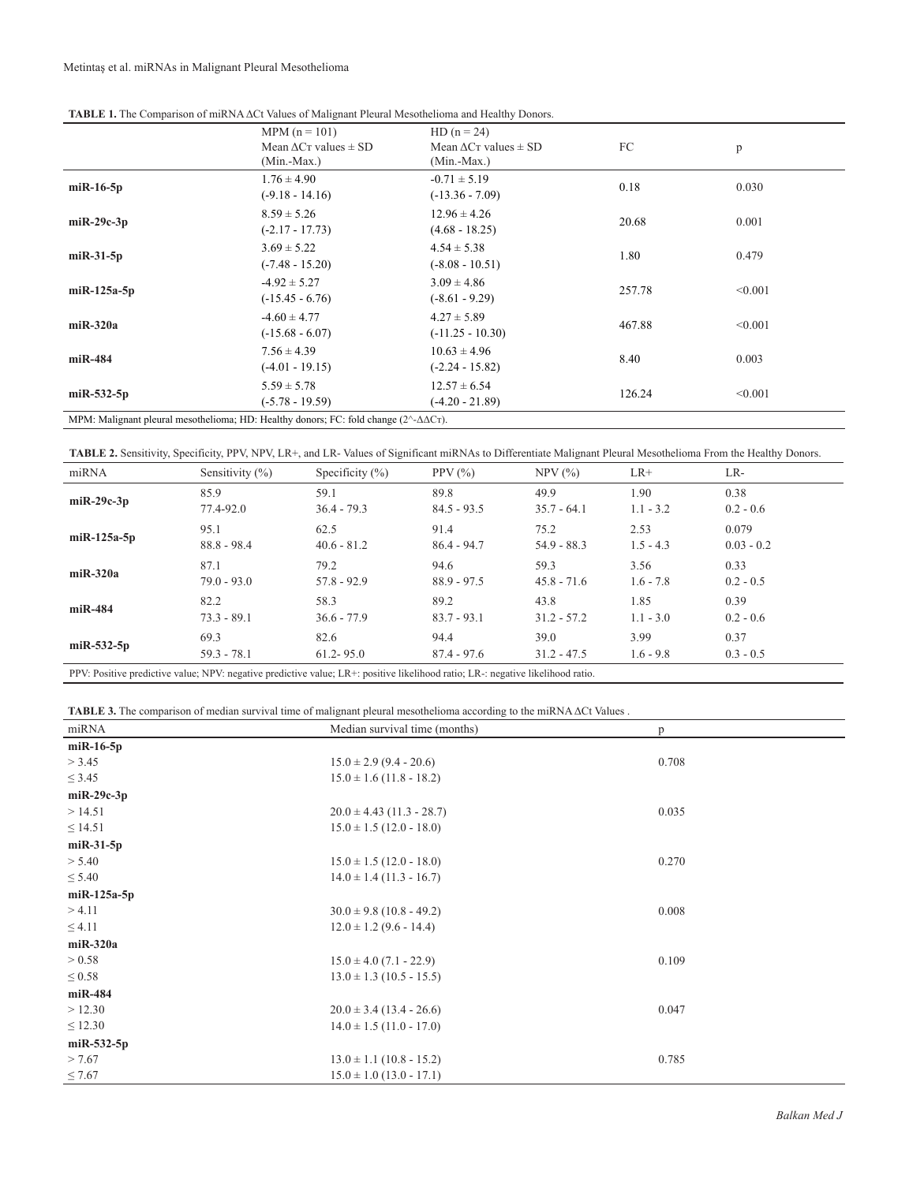**TABLE 1.** The Comparison of miRNA ΔCt Values of Malignant Pleural Mesothelioma and Healthy Donors.

| | MPM (n = 101) Mean ΔCт values ± SD (Min.-Max.) | HD (n = 24) Mean ΔCт values ± SD (Min.-Max.) | FC | p |
|---|---|---|---|---|
| **miR-16-5p** | 1.76 ± 4.90 (-9.18 - 14.16) | -0.71 ± 5.19 (-13.36 - 7.09) | 0.18 | 0.030 |
| **miR-29c-3p** | 8.59 ± 5.26 (-2.17 - 17.73) | 12.96 ± 4.26 (4.68 - 18.25) | 20.68 | 0.001 |
| **miR-31-5p** | 3.69 ± 5.22 (-7.48 - 15.20) | 4.54 ± 5.38 (-8.08 - 10.51) | 1.80 | 0.479 |
| **miR-125a-5p** | -4.92 ± 5.27 (-15.45 - 6.76) | 3.09 ± 4.86 (-8.61 - 9.29) | 257.78 | <0.001 |
| **miR-320a** | -4.60 ± 4.77 (-15.68 - 6.07) | 4.27 ± 5.89 (-11.25 - 10.30) | 467.88 | <0.001 |
| **miR-484** | 7.56 ± 4.39 (-4.01 - 19.15) | 10.63 ± 4.96 (-2.24 - 15.82) | 8.40 | 0.003 |
| **miR-532-5p** | 5.59 ± 5.78 (-5.78 - 19.59) | 12.57 ± 6.54 (-4.20 - 21.89) | 126.24 | <0.001 |

MPM: Malignant pleural mesothelioma; HD: Healthy donors; FC: fold change ($2^{-\Delta\Delta C_T}$).

**TABLE 2.** Sensitivity, Specificity, PPV, NPV, LR+, and LR- Values of Significant miRNAs to Differentiate Malignant Pleural Mesothelioma From the Healthy Donors.

| miRNA | Sensitivity (%) | Specificity (%) | PPV (%) | NPV (%) | LR+ | LR- |
|---|---|---|---|---|---|---|
| **miR-29c-3p** | 85.9<br>77.4-92.0 | 59.1<br>36.4 - 79.3 | 89.8<br>84.5 - 93.5 | 49.9<br>35.7 - 64.1 | 1.90<br>1.1 - 3.2 | 0.38<br>0.2 - 0.6 |
| **miR-125a-5p** | 95.1<br>88.8 - 98.4 | 62.5<br>40.6 - 81.2 | 91.4<br>86.4 - 94.7 | 75.2<br>54.9 - 88.3 | 2.53<br>1.5 - 4.3 | 0.079<br>0.03 - 0.2 |
| **miR-320a** | 87.1<br>79.0 - 93.0 | 79.2<br>57.8 - 92.9 | 94.6<br>88.9 - 97.5 | 59.3<br>45.8 - 71.6 | 3.56<br>1.6 - 7.8 | 0.33<br>0.2 - 0.5 |
| **miR-484** | 82.2<br>73.3 - 89.1 | 58.3<br>36.6 - 77.9 | 89.2<br>83.7 - 93.1 | 43.8<br>31.2 - 57.2 | 1.85<br>1.1 - 3.0 | 0.39<br>0.2 - 0.6 |
| **miR-532-5p** | 69.3<br>59.3 - 78.1 | 82.6<br>61.2- 95.0 | 94.4<br>87.4 - 97.6 | 39.0<br>31.2 - 47.5 | 3.99<br>1.6 - 9.8 | 0.37<br>0.3 - 0.5 |

PPV: Positive predictive value; NPV: negative predictive value; LR+: positive likelihood ratio; LR-: negative likelihood ratio.

**TABLE 3.** The comparison of median survival time of malignant pleural mesothelioma according to the miRNA ΔCt Values .

| miRNA | Median survival time (months) | p |
|---|---|---|
| **miR-16-5p** | | |
| > 3.45 | 15.0 ± 2.9 (9.4 - 20.6) | 0.708 |
| ≤ 3.45 | 15.0 ± 1.6 (11.8 - 18.2) | |
| **miR-29c-3p** | | |
| > 14.51 | 20.0 ± 4.43 (11.3 - 28.7) | 0.035 |
| ≤ 14.51 | 15.0 ± 1.5 (12.0 - 18.0) | |
| **miR-31-5p** | | |
| > 5.40 | 15.0 ± 1.5 (12.0 - 18.0) | 0.270 |
| ≤ 5.40 | 14.0 ± 1.4 (11.3 - 16.7) | |
| **miR-125a-5p** | | |
| > 4.11 | 30.0 ± 9.8 (10.8 - 49.2) | 0.008 |
| ≤ 4.11 | 12.0 ± 1.2 (9.6 - 14.4) | |
| **miR-320a** | | |
| > 0.58 | 15.0 ± 4.0 (7.1 - 22.9) | 0.109 |
| ≤ 0.58 | 13.0 ± 1.3 (10.5 - 15.5) | |
| **miR-484** | | |
| > 12.30 | 20.0 ± 3.4 (13.4 - 26.6) | 0.047 |
| ≤ 12.30 | 14.0 ± 1.5 (11.0 - 17.0) | |
| **miR-532-5p** | | |
| > 7.67 | 13.0 ± 1.1 (10.8 - 15.2) | 0.785 |
| ≤ 7.67 | 15.0 ± 1.0 (13.0 - 17.1) | |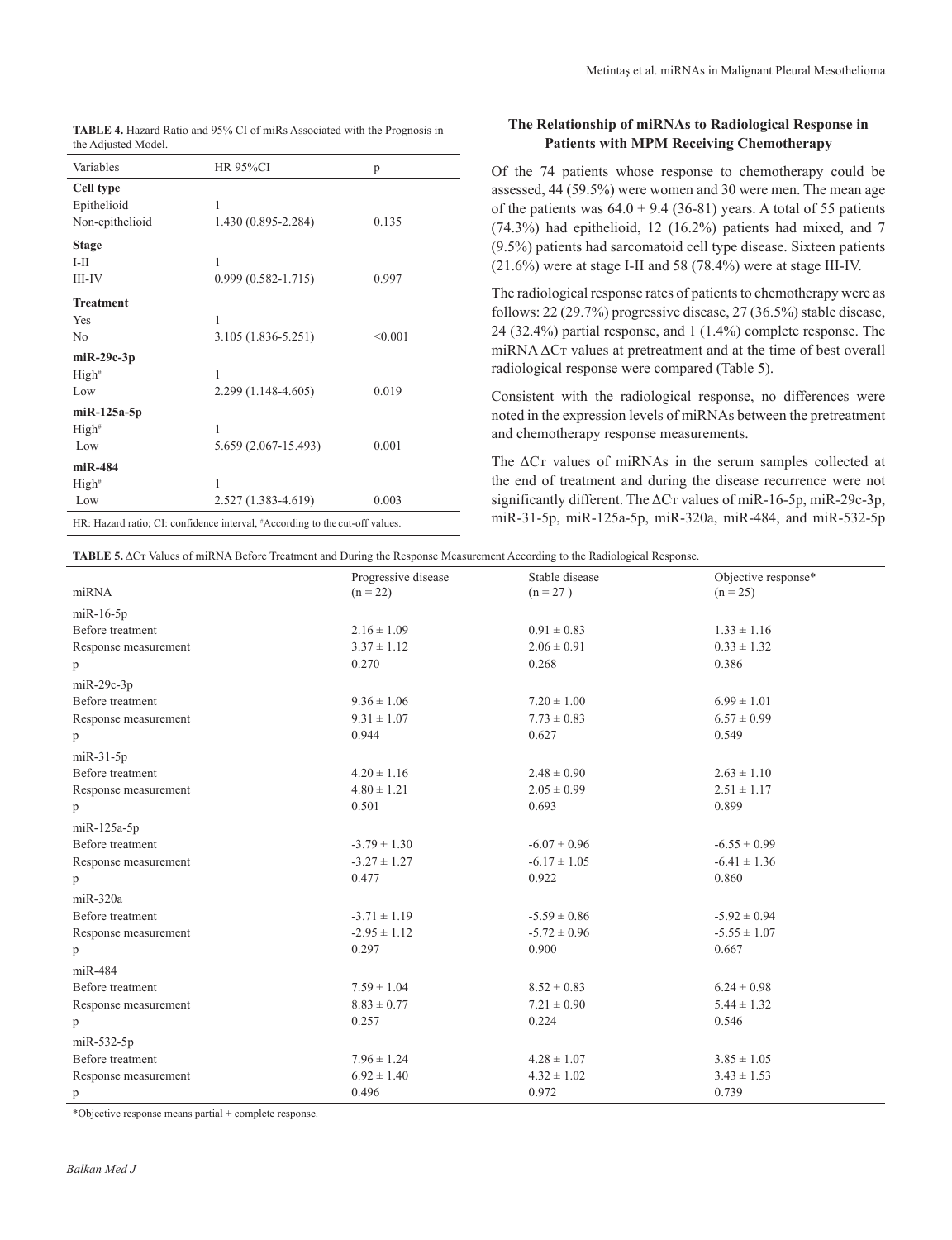**TABLE 4.** Hazard Ratio and 95% CI of miRs Associated with the Prognosis in the Adjusted Model.

| Variables | HR 95%CI | p |
|---|---|---|
| **Cell type** | | |
| Epithelioid | 1 | |
| Non-epithelioid | 1.430 (0.895-2.284) | 0.135 |
| **Stage** | | |
| I-II | 1 | |
| III-IV | 0.999 (0.582-1.715) | 0.997 |
| **Treatment** | | |
| Yes | 1 | |
| No | 3.105 (1.836-5.251) | <0.001 |
| **miR-29c-3p** | | |
| High[#] | 1 | |
| Low | 2.299 (1.148-4.605) | 0.019 |
| **miR-125a-5p** | | |
| High[#] | 1 | |
| Low | 5.659 (2.067-15.493) | 0.001 |
| **miR-484** | | |
| High[#] | 1 | |
| Low | 2.527 (1.383-4.619) | 0.003 |

HR: Hazard ratio; CI: confidence interval, [#]According to the cut-off values.

### The Relationship of miRNAs to Radiological Response in Patients with MPM Receiving Chemotherapy

Of the 74 patients whose response to chemotherapy could be assessed, 44 (59.5%) were women and 30 were men. The mean age of the patients was 64.0 ± 9.4 (36-81) years. A total of 55 patients (74.3%) had epithelioid, 12 (16.2%) patients had mixed, and 7 (9.5%) patients had sarcomatoid cell type disease. Sixteen patients (21.6%) were at stage I-II and 58 (78.4%) were at stage III-IV.

The radiological response rates of patients to chemotherapy were as follows: 22 (29.7%) progressive disease, 27 (36.5%) stable disease, 24 (32.4%) partial response, and 1 (1.4%) complete response. The miRNA ΔCт values at pretreatment and at the time of best overall radiological response were compared (Table 5).

Consistent with the radiological response, no differences were noted in the expression levels of miRNAs between the pretreatment and chemotherapy response measurements.

The ΔCт values of miRNAs in the serum samples collected at the end of treatment and during the disease recurrence were not significantly different. The ΔCт values of miR-16-5p, miR-29c-3p, miR-31-5p, miR-125a-5p, miR-320a, miR-484, and miR-532-5p

**TABLE 5.** ΔCт Values of miRNA Before Treatment and During the Response Measurement According to the Radiological Response.

| miRNA | Progressive disease (n = 22) | Stable disease (n = 27 ) | Objective response* (n = 25) |
|---|---|---|---|
| miR-16-5p | | | |
| Before treatment | 2.16 ± 1.09 | 0.91 ± 0.83 | 1.33 ± 1.16 |
| Response measurement | 3.37 ± 1.12 | 2.06 ± 0.91 | 0.33 ± 1.32 |
| p | 0.270 | 0.268 | 0.386 |
| miR-29c-3p | | | |
| Before treatment | 9.36 ± 1.06 | 7.20 ± 1.00 | 6.99 ± 1.01 |
| Response measurement | 9.31 ± 1.07 | 7.73 ± 0.83 | 6.57 ± 0.99 |
| p | 0.944 | 0.627 | 0.549 |
| miR-31-5p | | | |
| Before treatment | 4.20 ± 1.16 | 2.48 ± 0.90 | 2.63 ± 1.10 |
| Response measurement | 4.80 ± 1.21 | 2.05 ± 0.99 | 2.51 ± 1.17 |
| p | 0.501 | 0.693 | 0.899 |
| miR-125a-5p | | | |
| Before treatment | -3.79 ± 1.30 | -6.07 ± 0.96 | -6.55 ± 0.99 |
| Response measurement | -3.27 ± 1.27 | -6.17 ± 1.05 | -6.41 ± 1.36 |
| p | 0.477 | 0.922 | 0.860 |
| miR-320a | | | |
| Before treatment | -3.71 ± 1.19 | -5.59 ± 0.86 | -5.92 ± 0.94 |
| Response measurement | -2.95 ± 1.12 | -5.72 ± 0.96 | -5.55 ± 1.07 |
| p | 0.297 | 0.900 | 0.667 |
| miR-484 | | | |
| Before treatment | 7.59 ± 1.04 | 8.52 ± 0.83 | 6.24 ± 0.98 |
| Response measurement | 8.83 ± 0.77 | 7.21 ± 0.90 | 5.44 ± 1.32 |
| p | 0.257 | 0.224 | 0.546 |
| miR-532-5p | | | |
| Before treatment | 7.96 ± 1.24 | 4.28 ± 1.07 | 3.85 ± 1.05 |
| Response measurement | 6.92 ± 1.40 | 4.32 ± 1.02 | 3.43 ± 1.53 |
| p | 0.496 | 0.972 | 0.739 |

*Objective response means partial + complete response.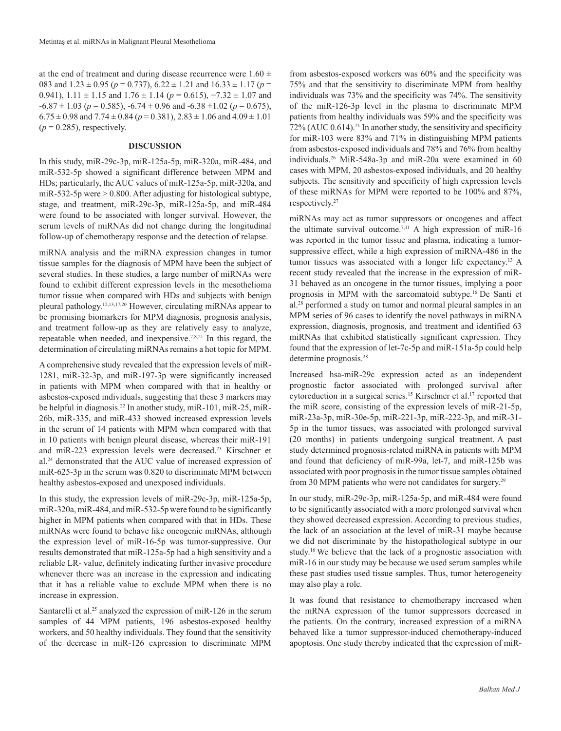at the end of treatment and during disease recurrence were 1.60 ± 083 and 1.23 ± 0.95 ($p = 0.737$), 6.22 ± 1.21 and 16.33 ± 1.17 ($p = 0.941$), 1.11 ± 1.15 and 1.76 ± 1.14 ($p = 0.615$), −7.32 ± 1.07 and -6.87 ± 1.03 ($p = 0.585$), -6.74 ± 0.96 and -6.38 ±1.02 ($p = 0.675$), 6.75 ± 0.98 and 7.74 ± 0.84 ($p = 0.381$), 2.83 ± 1.06 and 4.09 ± 1.01 ($p = 0.285$), respectively.

## DISCUSSION

In this study, miR-29c-3p, miR-125a-5p, miR-320a, miR-484, and miR-532-5p showed a significant difference between MPM and HDs; particularly, the AUC values of miR-125a-5p, miR-320a, and miR-532-5p were > 0.800. After adjusting for histological subtype, stage, and treatment, miR-29c-3p, miR-125a-5p, and miR-484 were found to be associated with longer survival. However, the serum levels of miRNAs did not change during the longitudinal follow-up of chemotherapy response and the detection of relapse.

miRNA analysis and the miRNA expression changes in tumor tissue samples for the diagnosis of MPM have been the subject of several studies. In these studies, a large number of miRNAs were found to exhibit different expression levels in the mesothelioma tumor tissue when compared with HDs and subjects with benign pleural pathology.[12,13,17,20] However, circulating miRNAs appear to be promising biomarkers for MPM diagnosis, prognosis analysis, and treatment follow-up as they are relatively easy to analyze, repeatable when needed, and inexpensive.[7,8,21] In this regard, the determination of circulating miRNAs remains a hot topic for MPM.

A comprehensive study revealed that the expression levels of miR-1281, miR-32-3p, and miR-197-3p were significantly increased in patients with MPM when compared with that in healthy or asbestos-exposed individuals, suggesting that these 3 markers may be helpful in diagnosis.[22] In another study, miR-101, miR-25, miR-26b, miR-335, and miR-433 showed increased expression levels in the serum of 14 patients with MPM when compared with that in 10 patients with benign pleural disease, whereas their miR-191 and miR-223 expression levels were decreased.[23] Kirschner et al.[24] demonstrated that the AUC value of increased expression of miR-625-3p in the serum was 0.820 to discriminate MPM between healthy asbestos-exposed and unexposed individuals.

In this study, the expression levels of miR-29c-3p, miR-125a-5p, miR-320a, miR-484, and miR-532-5p were found to be significantly higher in MPM patients when compared with that in HDs. These miRNAs were found to behave like oncogenic miRNAs, although the expression level of miR-16-5p was tumor-suppressive. Our results demonstrated that miR-125a-5p had a high sensitivity and a reliable LR- value, definitely indicating further invasive procedure whenever there was an increase in the expression and indicating that it has a reliable value to exclude MPM when there is no increase in expression.

Santarelli et al.[25] analyzed the expression of miR-126 in the serum samples of 44 MPM patients, 196 asbestos-exposed healthy workers, and 50 healthy individuals. They found that the sensitivity of the decrease in miR-126 expression to discriminate MPM from asbestos-exposed workers was 60% and the specificity was 75% and that the sensitivity to discriminate MPM from healthy individuals was 73% and the specificity was 74%. The sensitivity of the miR-126-3p level in the plasma to discriminate MPM patients from healthy individuals was 59% and the specificity was 72% (AUC 0.614).[21] In another study, the sensitivity and specificity for miR-103 were 83% and 71% in distinguishing MPM patients from asbestos-exposed individuals and 78% and 76% from healthy individuals.[26] MiR-548a-3p and miR-20a were examined in 60 cases with MPM, 20 asbestos-exposed individuals, and 20 healthy subjects. The sensitivity and specificity of high expression levels of these miRNAs for MPM were reported to be 100% and 87%, respectively.[27]

miRNAs may act as tumor suppressors or oncogenes and affect the ultimate survival outcome.[7,11] A high expression of miR-16 was reported in the tumor tissue and plasma, indicating a tumor-suppressive effect, while a high expression of miRNA-486 in the tumor tissues was associated with a longer life expectancy.[13] A recent study revealed that the increase in the expression of miR-31 behaved as an oncogene in the tumor tissues, implying a poor prognosis in MPM with the sarcomatoid subtype.[16] De Santi et al.[28] performed a study on tumor and normal pleural samples in an MPM series of 96 cases to identify the novel pathways in miRNA expression, diagnosis, prognosis, and treatment and identified 63 miRNAs that exhibited statistically significant expression. They found that the expression of let-7c-5p and miR-151a-5p could help determine prognosis.[28]

Increased hsa-miR-29c expression acted as an independent prognostic factor associated with prolonged survival after cytoreduction in a surgical series.[15] Kirschner et al.[17] reported that the miR score, consisting of the expression levels of miR-21-5p, miR-23a-3p, miR-30e-5p, miR-221-3p, miR-222-3p, and miR-31-5p in the tumor tissues, was associated with prolonged survival (20 months) in patients undergoing surgical treatment. A past study determined prognosis-related miRNA in patients with MPM and found that deficiency of miR-99a, let-7, and miR-125b was associated with poor prognosis in the tumor tissue samples obtained from 30 MPM patients who were not candidates for surgery.[29]

In our study, miR-29c-3p, miR-125a-5p, and miR-484 were found to be significantly associated with a more prolonged survival when they showed decreased expression. According to previous studies, the lack of an association at the level of miR-31 maybe because we did not discriminate by the histopathological subtype in our study.[16] We believe that the lack of a prognostic association with miR-16 in our study may be because we used serum samples while these past studies used tissue samples. Thus, tumor heterogeneity may also play a role.

It was found that resistance to chemotherapy increased when the mRNA expression of the tumor suppressors decreased in the patients. On the contrary, increased expression of a miRNA behaved like a tumor suppressor-induced chemotherapy-induced apoptosis. One study thereby indicated that the expression of miR-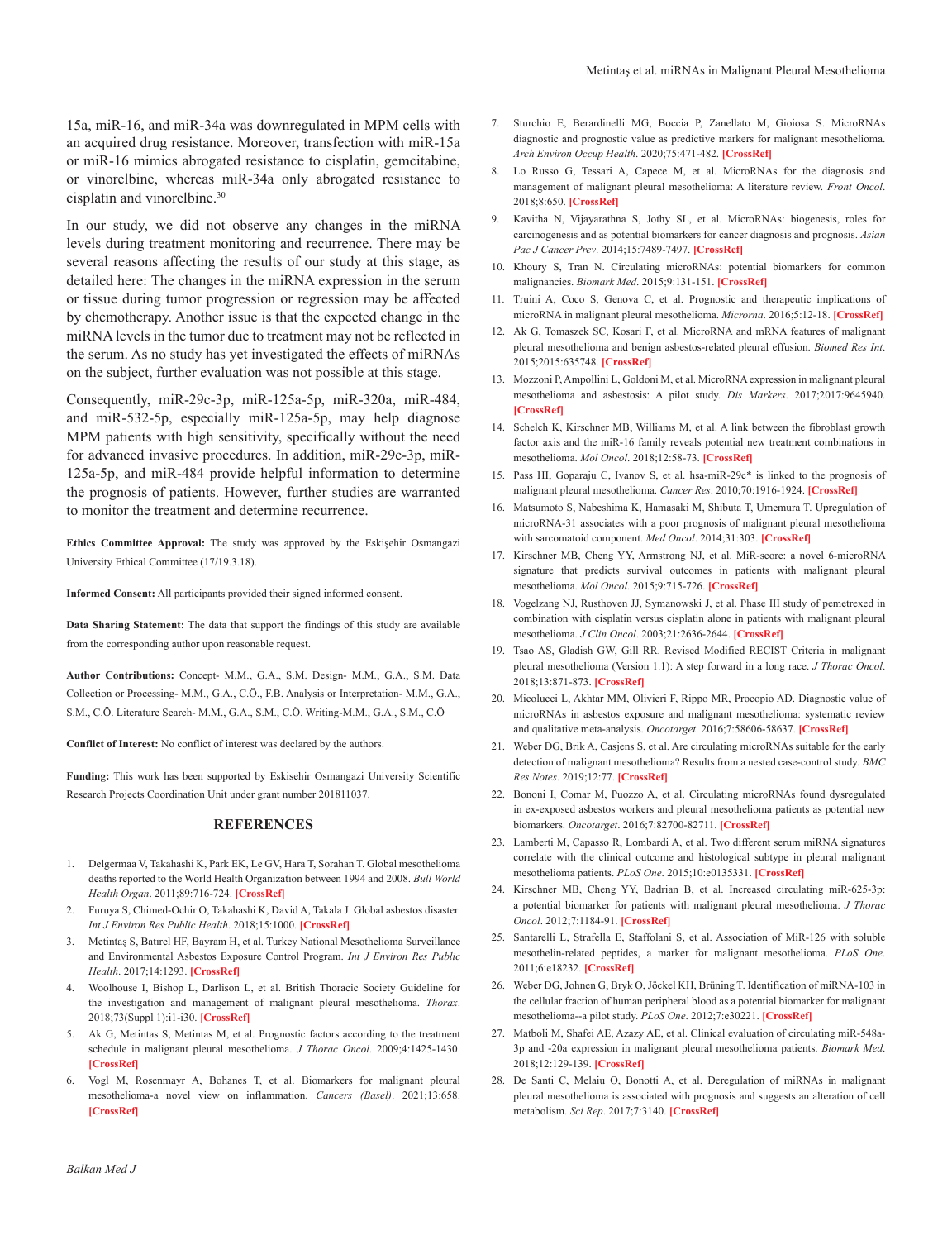15a, miR-16, and miR-34a was downregulated in MPM cells with an acquired drug resistance. Moreover, transfection with miR-15a or miR-16 mimics abrogated resistance to cisplatin, gemcitabine, or vinorelbine, whereas miR-34a only abrogated resistance to cisplatin and vinorelbine.[30]

In our study, we did not observe any changes in the miRNA levels during treatment monitoring and recurrence. There may be several reasons affecting the results of our study at this stage, as detailed here: The changes in the miRNA expression in the serum or tissue during tumor progression or regression may be affected by chemotherapy. Another issue is that the expected change in the miRNA levels in the tumor due to treatment may not be reflected in the serum. As no study has yet investigated the effects of miRNAs on the subject, further evaluation was not possible at this stage.

Consequently, miR-29c-3p, miR-125a-5p, miR-320a, miR-484, and miR-532-5p, especially miR-125a-5p, may help diagnose MPM patients with high sensitivity, specifically without the need for advanced invasive procedures. In addition, miR-29c-3p, miR-125a-5p, and miR-484 provide helpful information to determine the prognosis of patients. However, further studies are warranted to monitor the treatment and determine recurrence.

**Ethics Committee Approval:** The study was approved by the Eskişehir Osmangazi University Ethical Committee (17/19.3.18).

**Informed Consent:** All participants provided their signed informed consent.

**Data Sharing Statement:** The data that support the findings of this study are available from the corresponding author upon reasonable request.

**Author Contributions:** Concept- M.M., G.A., S.M. Design- M.M., G.A., S.M. Data Collection or Processing- M.M., G.A., C.Ö., F.B. Analysis or Interpretation- M.M., G.A., S.M., C.Ö. Literature Search- M.M., G.A., S.M., C.Ö. Writing-M.M., G.A., S.M., C.Ö

**Conflict of Interest:** No conflict of interest was declared by the authors.

**Funding:** This work has been supported by Eskisehir Osmangazi University Scientific Research Projects Coordination Unit under grant number 201811037.

## REFERENCES

1. Delgermaa V, Takahashi K, Park EK, Le GV, Hara T, Sorahan T. Global mesothelioma deaths reported to the World Health Organization between 1994 and 2008. *Bull World Health Organ*. 2011;89:716-724. [CrossRef]
2. Furuya S, Chimed-Ochir O, Takahashi K, David A, Takala J. Global asbestos disaster. *Int J Environ Res Public Health*. 2018;15:1000. [CrossRef]
3. Metintaş S, Batırel HF, Bayram H, et al. Turkey National Mesothelioma Surveillance and Environmental Asbestos Exposure Control Program. *Int J Environ Res Public Health*. 2017;14:1293. [CrossRef]
4. Woolhouse I, Bishop L, Darlison L, et al. British Thoracic Society Guideline for the investigation and management of malignant pleural mesothelioma. *Thorax*. 2018;73(Suppl 1):i1-i30. [CrossRef]
5. Ak G, Metintas S, Metintas M, et al. Prognostic factors according to the treatment schedule in malignant pleural mesothelioma. *J Thorac Oncol*. 2009;4:1425-1430. [CrossRef]
6. Vogl M, Rosenmayr A, Bohanes T, et al. Biomarkers for malignant pleural mesothelioma-a novel view on inflammation. *Cancers (Basel)*. 2021;13:658. [CrossRef]
7. Sturchio E, Berardinelli MG, Boccia P, Zanellato M, Gioiosa S. MicroRNAs diagnostic and prognostic value as predictive markers for malignant mesothelioma. *Arch Environ Occup Health*. 2020;75:471-482. [CrossRef]
8. Lo Russo G, Tessari A, Capece M, et al. MicroRNAs for the diagnosis and management of malignant pleural mesothelioma: A literature review. *Front Oncol*. 2018;8:650. [CrossRef]
9. Kavitha N, Vijayarathna S, Jothy SL, et al. MicroRNAs: biogenesis, roles for carcinogenesis and as potential biomarkers for cancer diagnosis and prognosis. *Asian Pac J Cancer Prev*. 2014;15:7489-7497. [CrossRef]
10. Khoury S, Tran N. Circulating microRNAs: potential biomarkers for common malignancies. *Biomark Med*. 2015;9:131-151. [CrossRef]
11. Truini A, Coco S, Genova C, et al. Prognostic and therapeutic implications of microRNA in malignant pleural mesothelioma. *Microrna*. 2016;5:12-18. [CrossRef]
12. Ak G, Tomaszek SC, Kosari F, et al. MicroRNA and mRNA features of malignant pleural mesothelioma and benign asbestos-related pleural effusion. *Biomed Res Int*. 2015;2015:635748. [CrossRef]
13. Mozzoni P, Ampollini L, Goldoni M, et al. MicroRNA expression in malignant pleural mesothelioma and asbestosis: A pilot study. *Dis Markers*. 2017;2017:9645940. [CrossRef]
14. Schelch K, Kirschner MB, Williams M, et al. A link between the fibroblast growth factor axis and the miR-16 family reveals potential new treatment combinations in mesothelioma. *Mol Oncol*. 2018;12:58-73. [CrossRef]
15. Pass HI, Goparaju C, Ivanov S, et al. hsa-miR-29c* is linked to the prognosis of malignant pleural mesothelioma. *Cancer Res*. 2010;70:1916-1924. [CrossRef]
16. Matsumoto S, Nabeshima K, Hamasaki M, Shibuta T, Umemura T. Upregulation of microRNA-31 associates with a poor prognosis of malignant pleural mesothelioma with sarcomatoid component. *Med Oncol*. 2014;31:303. [CrossRef]
17. Kirschner MB, Cheng YY, Armstrong NJ, et al. MiR-score: a novel 6-microRNA signature that predicts survival outcomes in patients with malignant pleural mesothelioma. *Mol Oncol*. 2015;9:715-726. [CrossRef]
18. Vogelzang NJ, Rusthoven JJ, Symanowski J, et al. Phase III study of pemetrexed in combination with cisplatin versus cisplatin alone in patients with malignant pleural mesothelioma. *J Clin Oncol*. 2003;21:2636-2644. [CrossRef]
19. Tsao AS, Gladish GW, Gill RR. Revised Modified RECIST Criteria in malignant pleural mesothelioma (Version 1.1): A step forward in a long race. *J Thorac Oncol*. 2018;13:871-873. [CrossRef]
20. Micolucci L, Akhtar MM, Olivieri F, Rippo MR, Procopio AD. Diagnostic value of microRNAs in asbestos exposure and malignant mesothelioma: systematic review and qualitative meta-analysis. *Oncotarget*. 2016;7:58606-58637. [CrossRef]
21. Weber DG, Brik A, Casjens S, et al. Are circulating microRNAs suitable for the early detection of malignant mesothelioma? Results from a nested case-control study. *BMC Res Notes*. 2019;12:77. [CrossRef]
22. Bononi I, Comar M, Puozzo A, et al. Circulating microRNAs found dysregulated in ex-exposed asbestos workers and pleural mesothelioma patients as potential new biomarkers. *Oncotarget*. 2016;7:82700-82711. [CrossRef]
23. Lamberti M, Capasso R, Lombardi A, et al. Two different serum miRNA signatures correlate with the clinical outcome and histological subtype in pleural malignant mesothelioma patients. *PLoS One*. 2015;10:e0135331. [CrossRef]
24. Kirschner MB, Cheng YY, Badrian B, et al. Increased circulating miR-625-3p: a potential biomarker for patients with malignant pleural mesothelioma. *J Thorac Oncol*. 2012;7:1184-91. [CrossRef]
25. Santarelli L, Strafella E, Staffolani S, et al. Association of MiR-126 with soluble mesothelin-related peptides, a marker for malignant mesothelioma. *PLoS One*. 2011;6:e18232. [CrossRef]
26. Weber DG, Johnen G, Bryk O, Jöckel KH, Brüning T. Identification of miRNA-103 in the cellular fraction of human peripheral blood as a potential biomarker for malignant mesothelioma--a pilot study. *PLoS One*. 2012;7:e30221. [CrossRef]
27. Matboli M, Shafei AE, Azazy AE, et al. Clinical evaluation of circulating miR-548a-3p and -20a expression in malignant pleural mesothelioma patients. *Biomark Med*. 2018;12:129-139. [CrossRef]
28. De Santi C, Melaiu O, Bonotti A, et al. Deregulation of miRNAs in malignant pleural mesothelioma is associated with prognosis and suggests an alteration of cell metabolism. *Sci Rep*. 2017;7:3140. [CrossRef]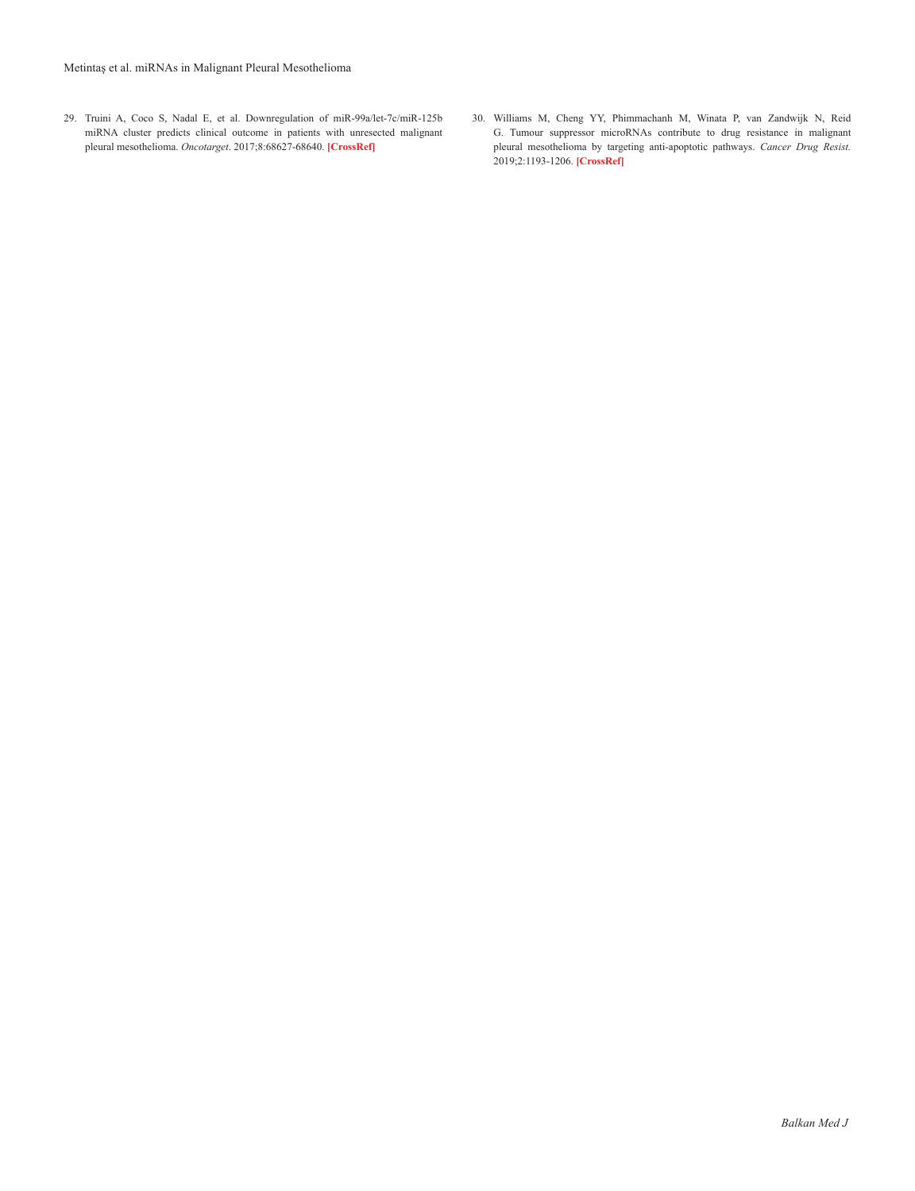29. Truini A, Coco S, Nadal E, et al. Downregulation of miR-99a/let-7c/miR-125b miRNA cluster predicts clinical outcome in patients with unresected malignant pleural mesothelioma. *Oncotarget*. 2017;8:68627-68640. **[CrossRef]**

30. Williams M, Cheng YY, Phimmachanh M, Winata P, van Zandwijk N, Reid G. Tumour suppressor microRNAs contribute to drug resistance in malignant pleural mesothelioma by targeting anti-apoptotic pathways. *Cancer Drug Resist.* 2019;2:1193-1206. **[CrossRef]**